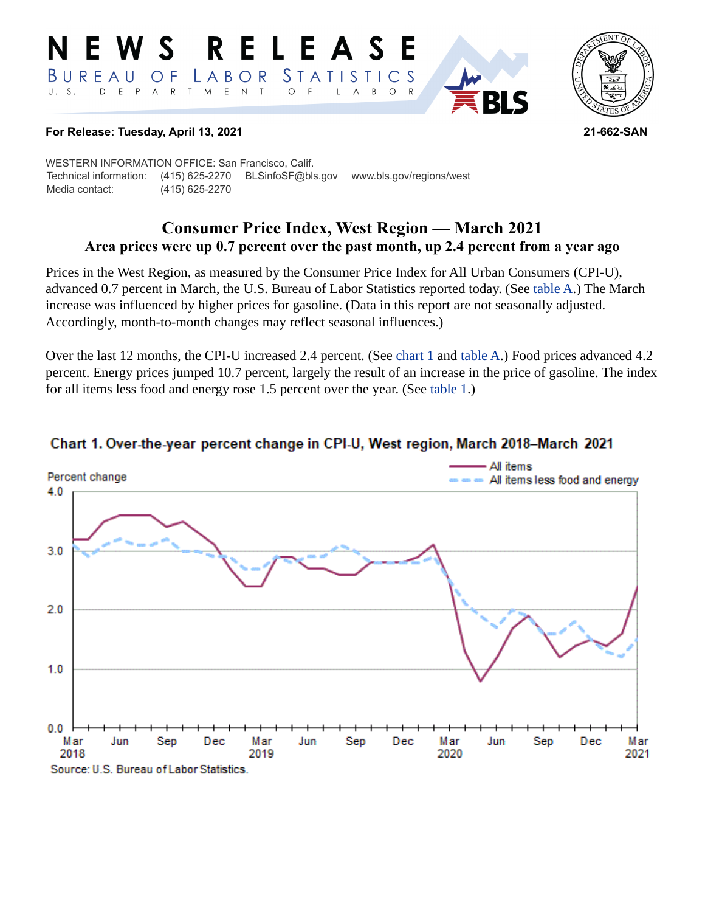# NEWS RELEASE

BUREAU OF LABOR STATISTICS

U. S. DEPARTMENT OF LABOR

**For Release: Tuesday, April 13, 2021** **21-662-SAN**

WESTERN INFORMATION OFFICE: San Francisco, Calif.

Technical information: (415) 625-2270 BLSinfoSF@bls.gov www.bls.gov/regions/west

Media contact: (415) 625-2270

## Consumer Price Index, West Region — March 2021

### Area prices were up 0.7 percent over the past month, up 2.4 percent from a year ago

Prices in the West Region, as measured by the Consumer Price Index for All Urban Consumers (CPI-U), advanced 0.7 percent in March, the U.S. Bureau of Labor Statistics reported today. (See table A.) The March increase was influenced by higher prices for gasoline. (Data in this report are not seasonally adjusted. Accordingly, month-to-month changes may reflect seasonal influences.)

Over the last 12 months, the CPI-U increased 2.4 percent. (See chart 1 and table A.) Food prices advanced 4.2 percent. Energy prices jumped 10.7 percent, largely the result of an increase in the price of gasoline. The index for all items less food and energy rose 1.5 percent over the year. (See table 1.)

**Chart 1. Over-the-year percent change in CPI-U, West region, March 2018–March 2021**

Source: U.S. Bureau of Labor Statistics.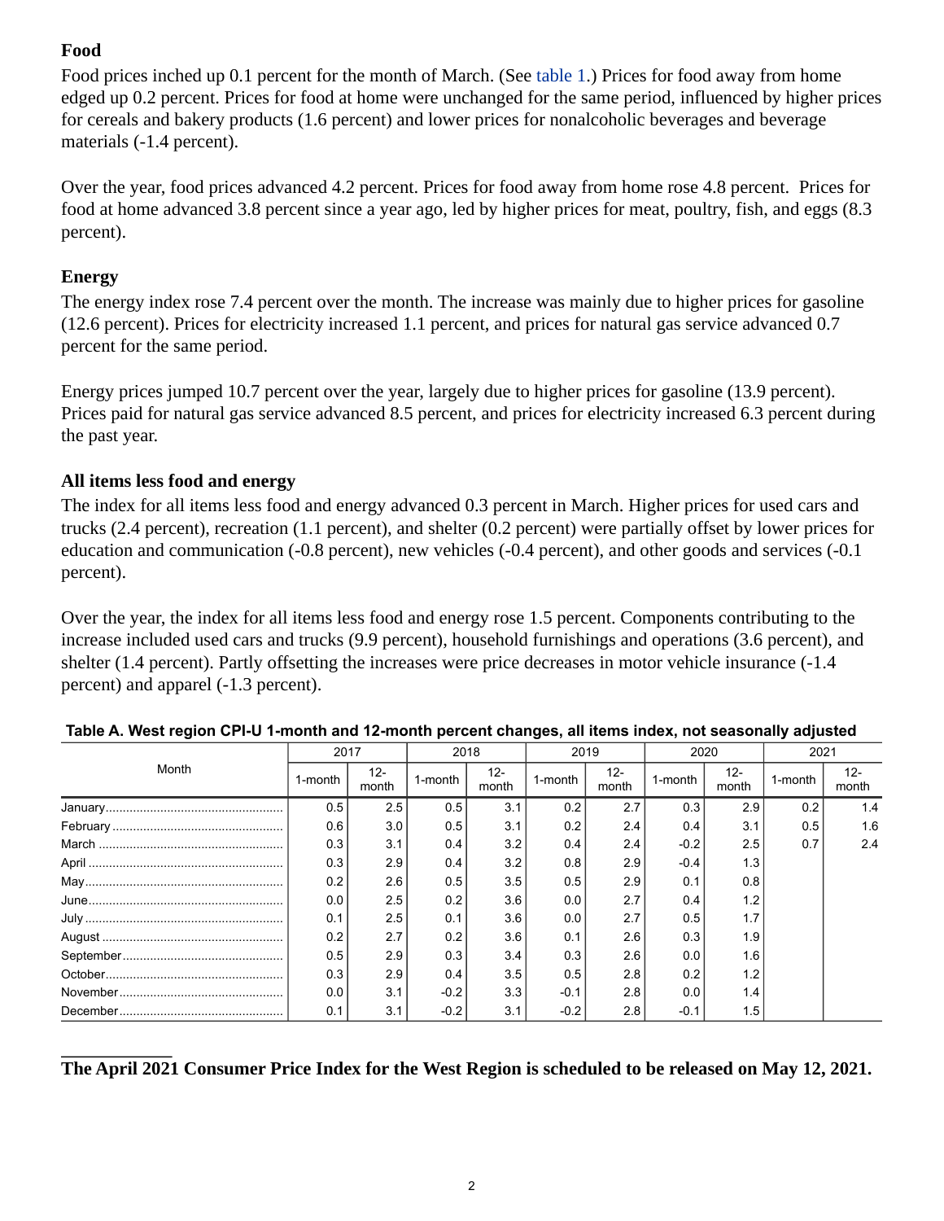### Food

Food prices inched up 0.1 percent for the month of March. (See table 1.) Prices for food away from home edged up 0.2 percent. Prices for food at home were unchanged for the same period, influenced by higher prices for cereals and bakery products (1.6 percent) and lower prices for nonalcoholic beverages and beverage materials (-1.4 percent).

Over the year, food prices advanced 4.2 percent. Prices for food away from home rose 4.8 percent. Prices for food at home advanced 3.8 percent since a year ago, led by higher prices for meat, poultry, fish, and eggs (8.3 percent).

### Energy

The energy index rose 7.4 percent over the month. The increase was mainly due to higher prices for gasoline (12.6 percent). Prices for electricity increased 1.1 percent, and prices for natural gas service advanced 0.7 percent for the same period.

Energy prices jumped 10.7 percent over the year, largely due to higher prices for gasoline (13.9 percent). Prices paid for natural gas service advanced 8.5 percent, and prices for electricity increased 6.3 percent during the past year.

### All items less food and energy

The index for all items less food and energy advanced 0.3 percent in March. Higher prices for used cars and trucks (2.4 percent), recreation (1.1 percent), and shelter (0.2 percent) were partially offset by lower prices for education and communication (-0.8 percent), new vehicles (-0.4 percent), and other goods and services (-0.1 percent).

Over the year, the index for all items less food and energy rose 1.5 percent. Components contributing to the increase included used cars and trucks (9.9 percent), household furnishings and operations (3.6 percent), and shelter (1.4 percent). Partly offsetting the increases were price decreases in motor vehicle insurance (-1.4 percent) and apparel (-1.3 percent).

**Table A. West region CPI-U 1-month and 12-month percent changes, all items index, not seasonally adjusted**

| Month | 2017 | | 2018 | | 2019 | | 2020 | | 2021 | |
|---|---|---|---|---|---|---|---|---|---|---|
| | 1-month | 12-month | 1-month | 12-month | 1-month | 12-month | 1-month | 12-month | 1-month | 12-month |
| January | 0.5 | 2.5 | 0.5 | 3.1 | 0.2 | 2.7 | 0.3 | 2.9 | 0.2 | 1.4 |
| February | 0.6 | 3.0 | 0.5 | 3.1 | 0.2 | 2.4 | 0.4 | 3.1 | 0.5 | 1.6 |
| March | 0.3 | 3.1 | 0.4 | 3.2 | 0.4 | 2.4 | -0.2 | 2.5 | 0.7 | 2.4 |
| April | 0.3 | 2.9 | 0.4 | 3.2 | 0.8 | 2.9 | -0.4 | 1.3 | | |
| May | 0.2 | 2.6 | 0.5 | 3.5 | 0.5 | 2.9 | 0.1 | 0.8 | | |
| June | 0.0 | 2.5 | 0.2 | 3.6 | 0.0 | 2.7 | 0.4 | 1.2 | | |
| July | 0.1 | 2.5 | 0.1 | 3.6 | 0.0 | 2.7 | 0.5 | 1.7 | | |
| August | 0.2 | 2.7 | 0.2 | 3.6 | 0.1 | 2.6 | 0.3 | 1.9 | | |
| September | 0.5 | 2.9 | 0.3 | 3.4 | 0.3 | 2.6 | 0.0 | 1.6 | | |
| October | 0.3 | 2.9 | 0.4 | 3.5 | 0.5 | 2.8 | 0.2 | 1.2 | | |
| November | 0.0 | 3.1 | -0.2 | 3.3 | -0.1 | 2.8 | 0.0 | 1.4 | | |
| December | 0.1 | 3.1 | -0.2 | 3.1 | -0.2 | 2.8 | -0.1 | 1.5 | | |

**The April 2021 Consumer Price Index for the West Region is scheduled to be released on May 12, 2021.**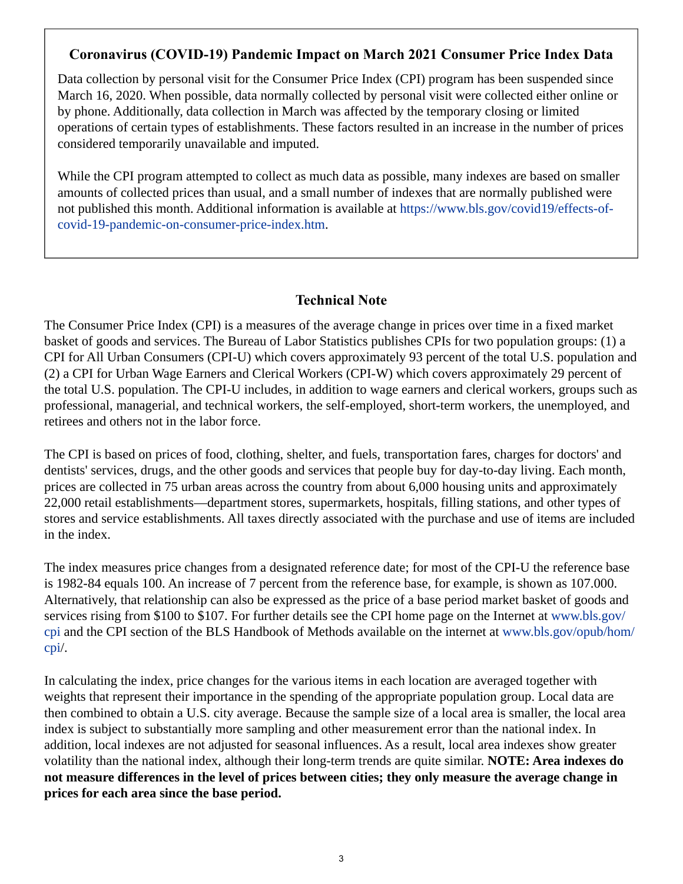## Coronavirus (COVID-19) Pandemic Impact on March 2021 Consumer Price Index Data

Data collection by personal visit for the Consumer Price Index (CPI) program has been suspended since March 16, 2020. When possible, data normally collected by personal visit were collected either online or by phone. Additionally, data collection in March was affected by the temporary closing or limited operations of certain types of establishments. These factors resulted in an increase in the number of prices considered temporarily unavailable and imputed.

While the CPI program attempted to collect as much data as possible, many indexes are based on smaller amounts of collected prices than usual, and a small number of indexes that are normally published were not published this month. Additional information is available at https://www.bls.gov/covid19/effects-of-covid-19-pandemic-on-consumer-price-index.htm.

## Technical Note

The Consumer Price Index (CPI) is a measures of the average change in prices over time in a fixed market basket of goods and services. The Bureau of Labor Statistics publishes CPIs for two population groups: (1) a CPI for All Urban Consumers (CPI-U) which covers approximately 93 percent of the total U.S. population and (2) a CPI for Urban Wage Earners and Clerical Workers (CPI-W) which covers approximately 29 percent of the total U.S. population. The CPI-U includes, in addition to wage earners and clerical workers, groups such as professional, managerial, and technical workers, the self-employed, short-term workers, the unemployed, and retirees and others not in the labor force.

The CPI is based on prices of food, clothing, shelter, and fuels, transportation fares, charges for doctors' and dentists' services, drugs, and the other goods and services that people buy for day-to-day living. Each month, prices are collected in 75 urban areas across the country from about 6,000 housing units and approximately 22,000 retail establishments—department stores, supermarkets, hospitals, filling stations, and other types of stores and service establishments. All taxes directly associated with the purchase and use of items are included in the index.

The index measures price changes from a designated reference date; for most of the CPI-U the reference base is 1982-84 equals 100. An increase of 7 percent from the reference base, for example, is shown as 107.000. Alternatively, that relationship can also be expressed as the price of a base period market basket of goods and services rising from $100 to $107. For further details see the CPI home page on the Internet at www.bls.gov/cpi and the CPI section of the BLS Handbook of Methods available on the internet at www.bls.gov/opub/hom/cpi/.

In calculating the index, price changes for the various items in each location are averaged together with weights that represent their importance in the spending of the appropriate population group. Local data are then combined to obtain a U.S. city average. Because the sample size of a local area is smaller, the local area index is subject to substantially more sampling and other measurement error than the national index. In addition, local indexes are not adjusted for seasonal influences. As a result, local area indexes show greater volatility than the national index, although their long-term trends are quite similar. **NOTE: Area indexes do not measure differences in the level of prices between cities; they only measure the average change in prices for each area since the base period.**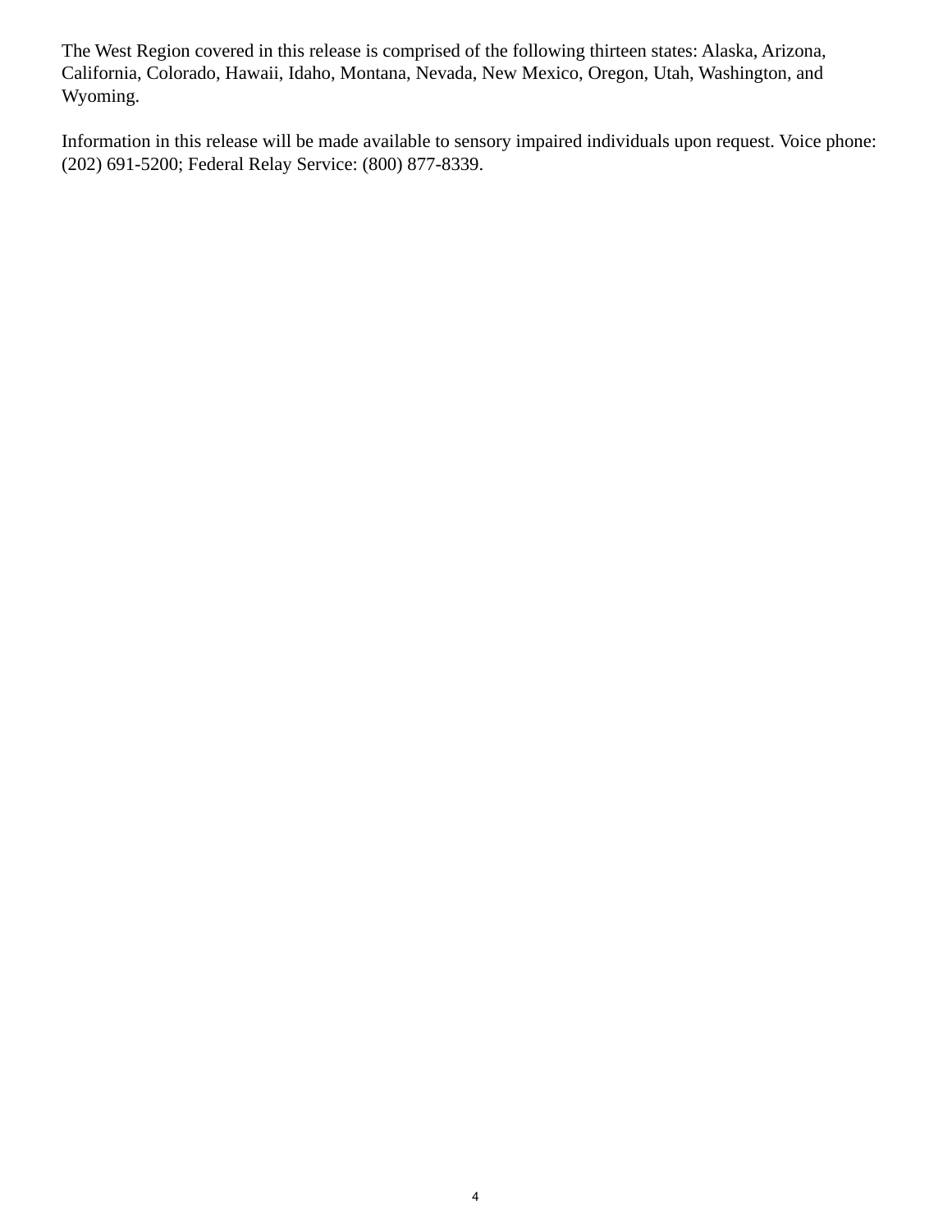The West Region covered in this release is comprised of the following thirteen states: Alaska, Arizona, California, Colorado, Hawaii, Idaho, Montana, Nevada, New Mexico, Oregon, Utah, Washington, and Wyoming.

Information in this release will be made available to sensory impaired individuals upon request. Voice phone: (202) 691-5200; Federal Relay Service: (800) 877-8339.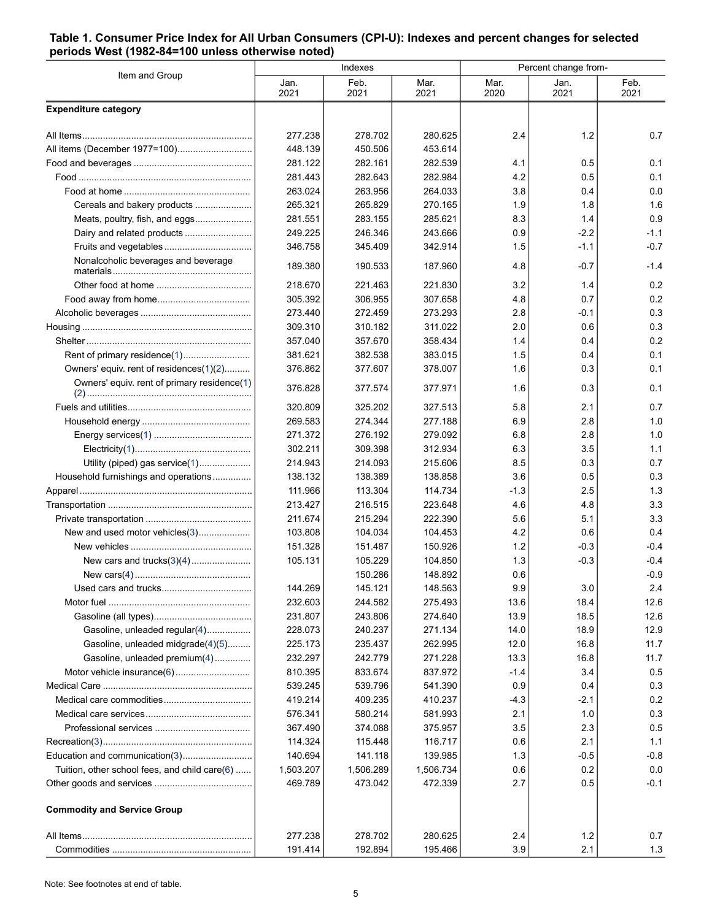**Table 1. Consumer Price Index for All Urban Consumers (CPI-U): Indexes and percent changes for selected periods West (1982-84=100 unless otherwise noted)**

| Item and Group | Indexes | | | Percent change from- | | |
|---|---|---|---|---|---|---|
| | Jan. 2021 | Feb. 2021 | Mar. 2021 | Mar. 2020 | Jan. 2021 | Feb. 2021 |
| **Expenditure category** | | | | | | |
| All Items | 277.238 | 278.702 | 280.625 | 2.4 | 1.2 | 0.7 |
| All items (December 1977=100) | 448.139 | 450.506 | 453.614 | | | |
| Food and beverages | 281.122 | 282.161 | 282.539 | 4.1 | 0.5 | 0.1 |
| Food | 281.443 | 282.643 | 282.984 | 4.2 | 0.5 | 0.1 |
| Food at home | 263.024 | 263.956 | 264.033 | 3.8 | 0.4 | 0.0 |
| Cereals and bakery products | 265.321 | 265.829 | 270.165 | 1.9 | 1.8 | 1.6 |
| Meats, poultry, fish, and eggs | 281.551 | 283.155 | 285.621 | 8.3 | 1.4 | 0.9 |
| Dairy and related products | 249.225 | 246.346 | 243.666 | 0.9 | -2.2 | -1.1 |
| Fruits and vegetables | 346.758 | 345.409 | 342.914 | 1.5 | -1.1 | -0.7 |
| Nonalcoholic beverages and beverage materials | 189.380 | 190.533 | 187.960 | 4.8 | -0.7 | -1.4 |
| Other food at home | 218.670 | 221.463 | 221.830 | 3.2 | 1.4 | 0.2 |
| Food away from home | 305.392 | 306.955 | 307.658 | 4.8 | 0.7 | 0.2 |
| Alcoholic beverages | 273.440 | 272.459 | 273.293 | 2.8 | -0.1 | 0.3 |
| Housing | 309.310 | 310.182 | 311.022 | 2.0 | 0.6 | 0.3 |
| Shelter | 357.040 | 357.670 | 358.434 | 1.4 | 0.4 | 0.2 |
| Rent of primary residence(1) | 381.621 | 382.538 | 383.015 | 1.5 | 0.4 | 0.1 |
| Owners' equiv. rent of residences(1)(2) | 376.862 | 377.607 | 378.007 | 1.6 | 0.3 | 0.1 |
| Owners' equiv. rent of primary residence(1)(2) | 376.828 | 377.574 | 377.971 | 1.6 | 0.3 | 0.1 |
| Fuels and utilities | 320.809 | 325.202 | 327.513 | 5.8 | 2.1 | 0.7 |
| Household energy | 269.583 | 274.344 | 277.188 | 6.9 | 2.8 | 1.0 |
| Energy services(1) | 271.372 | 276.192 | 279.092 | 6.8 | 2.8 | 1.0 |
| Electricity(1) | 302.211 | 309.398 | 312.934 | 6.3 | 3.5 | 1.1 |
| Utility (piped) gas service(1) | 214.943 | 214.093 | 215.606 | 8.5 | 0.3 | 0.7 |
| Household furnishings and operations | 138.132 | 138.389 | 138.858 | 3.6 | 0.5 | 0.3 |
| Apparel | 111.966 | 113.304 | 114.734 | -1.3 | 2.5 | 1.3 |
| Transportation | 213.427 | 216.515 | 223.648 | 4.6 | 4.8 | 3.3 |
| Private transportation | 211.674 | 215.294 | 222.390 | 5.6 | 5.1 | 3.3 |
| New and used motor vehicles(3) | 103.808 | 104.034 | 104.453 | 4.2 | 0.6 | 0.4 |
| New vehicles | 151.328 | 151.487 | 150.926 | 1.2 | -0.3 | -0.4 |
| New cars and trucks(3)(4) | 105.131 | 105.229 | 104.850 | 1.3 | -0.3 | -0.4 |
| New cars(4) | | 150.286 | 148.892 | 0.6 | | -0.9 |
| Used cars and trucks | 144.269 | 145.121 | 148.563 | 9.9 | 3.0 | 2.4 |
| Motor fuel | 232.603 | 244.582 | 275.493 | 13.6 | 18.4 | 12.6 |
| Gasoline (all types) | 231.807 | 243.806 | 274.640 | 13.9 | 18.5 | 12.6 |
| Gasoline, unleaded regular(4) | 228.073 | 240.237 | 271.134 | 14.0 | 18.9 | 12.9 |
| Gasoline, unleaded midgrade(4)(5) | 225.173 | 235.437 | 262.995 | 12.0 | 16.8 | 11.7 |
| Gasoline, unleaded premium(4) | 232.297 | 242.779 | 271.228 | 13.3 | 16.8 | 11.7 |
| Motor vehicle insurance(6) | 810.395 | 833.674 | 837.972 | -1.4 | 3.4 | 0.5 |
| Medical Care | 539.245 | 539.796 | 541.390 | 0.9 | 0.4 | 0.3 |
| Medical care commodities | 419.214 | 409.235 | 410.237 | -4.3 | -2.1 | 0.2 |
| Medical care services | 576.341 | 580.214 | 581.993 | 2.1 | 1.0 | 0.3 |
| Professional services | 367.490 | 374.088 | 375.957 | 3.5 | 2.3 | 0.5 |
| Recreation(3) | 114.324 | 115.448 | 116.717 | 0.6 | 2.1 | 1.1 |
| Education and communication(3) | 140.694 | 141.118 | 139.985 | 1.3 | -0.5 | -0.8 |
| Tuition, other school fees, and child care(6) | 1,503.207 | 1,506.289 | 1,506.734 | 0.6 | 0.2 | 0.0 |
| Other goods and services | 469.789 | 473.042 | 472.339 | 2.7 | 0.5 | -0.1 |
| **Commodity and Service Group** | | | | | | |
| All Items | 277.238 | 278.702 | 280.625 | 2.4 | 1.2 | 0.7 |
| Commodities | 191.414 | 192.894 | 195.466 | 3.9 | 2.1 | 1.3 |

Note: See footnotes at end of table.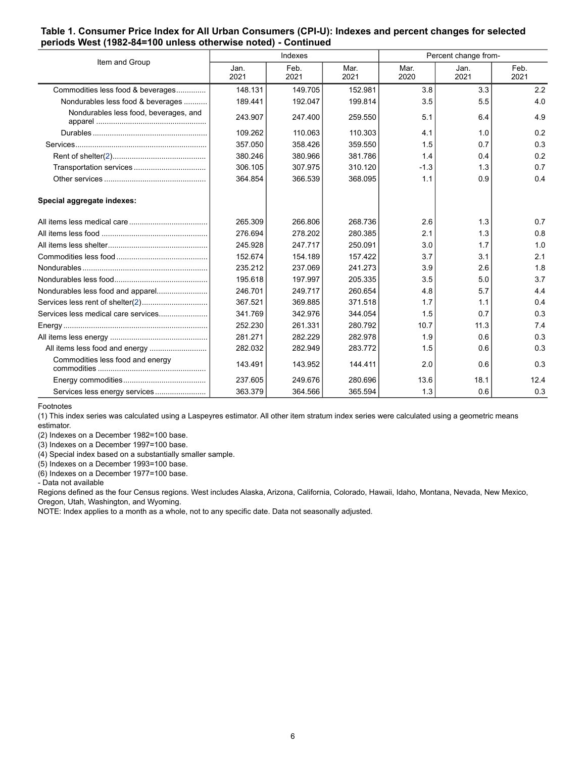**Table 1. Consumer Price Index for All Urban Consumers (CPI-U): Indexes and percent changes for selected periods West (1982-84=100 unless otherwise noted) - Continued**

| Item and Group | Indexes | | | Percent change from- | | |
|---|---|---|---|---|---|---|
| | Jan. 2021 | Feb. 2021 | Mar. 2021 | Mar. 2020 | Jan. 2021 | Feb. 2021 |
| Commodities less food & beverages | 148.131 | 149.705 | 152.981 | 3.8 | 3.3 | 2.2 |
| Nondurables less food & beverages | 189.441 | 192.047 | 199.814 | 3.5 | 5.5 | 4.0 |
| Nondurables less food, beverages, and apparel | 243.907 | 247.400 | 259.550 | 5.1 | 6.4 | 4.9 |
| Durables | 109.262 | 110.063 | 110.303 | 4.1 | 1.0 | 0.2 |
| Services | 357.050 | 358.426 | 359.550 | 1.5 | 0.7 | 0.3 |
| Rent of shelter(2) | 380.246 | 380.966 | 381.786 | 1.4 | 0.4 | 0.2 |
| Transportation services | 306.105 | 307.975 | 310.120 | -1.3 | 1.3 | 0.7 |
| Other services | 364.854 | 366.539 | 368.095 | 1.1 | 0.9 | 0.4 |
| **Special aggregate indexes:** | | | | | | |
| All items less medical care | 265.309 | 266.806 | 268.736 | 2.6 | 1.3 | 0.7 |
| All items less food | 276.694 | 278.202 | 280.385 | 2.1 | 1.3 | 0.8 |
| All items less shelter | 245.928 | 247.717 | 250.091 | 3.0 | 1.7 | 1.0 |
| Commodities less food | 152.674 | 154.189 | 157.422 | 3.7 | 3.1 | 2.1 |
| Nondurables | 235.212 | 237.069 | 241.273 | 3.9 | 2.6 | 1.8 |
| Nondurables less food | 195.618 | 197.997 | 205.335 | 3.5 | 5.0 | 3.7 |
| Nondurables less food and apparel | 246.701 | 249.717 | 260.654 | 4.8 | 5.7 | 4.4 |
| Services less rent of shelter(2) | 367.521 | 369.885 | 371.518 | 1.7 | 1.1 | 0.4 |
| Services less medical care services | 341.769 | 342.976 | 344.054 | 1.5 | 0.7 | 0.3 |
| Energy | 252.230 | 261.331 | 280.792 | 10.7 | 11.3 | 7.4 |
| All items less energy | 281.271 | 282.229 | 282.978 | 1.9 | 0.6 | 0.3 |
| All items less food and energy | 282.032 | 282.949 | 283.772 | 1.5 | 0.6 | 0.3 |
| Commodities less food and energy commodities | 143.491 | 143.952 | 144.411 | 2.0 | 0.6 | 0.3 |
| Energy commodities | 237.605 | 249.676 | 280.696 | 13.6 | 18.1 | 12.4 |
| Services less energy services | 363.379 | 364.566 | 365.594 | 1.3 | 0.6 | 0.3 |

Footnotes

(1) This index series was calculated using a Laspeyres estimator. All other item stratum index series were calculated using a geometric means estimator.

(2) Indexes on a December 1982=100 base.

(3) Indexes on a December 1997=100 base.

(4) Special index based on a substantially smaller sample.

(5) Indexes on a December 1993=100 base.

(6) Indexes on a December 1977=100 base.

- Data not available

Regions defined as the four Census regions. West includes Alaska, Arizona, California, Colorado, Hawaii, Idaho, Montana, Nevada, New Mexico, Oregon, Utah, Washington, and Wyoming.

NOTE: Index applies to a month as a whole, not to any specific date. Data not seasonally adjusted.